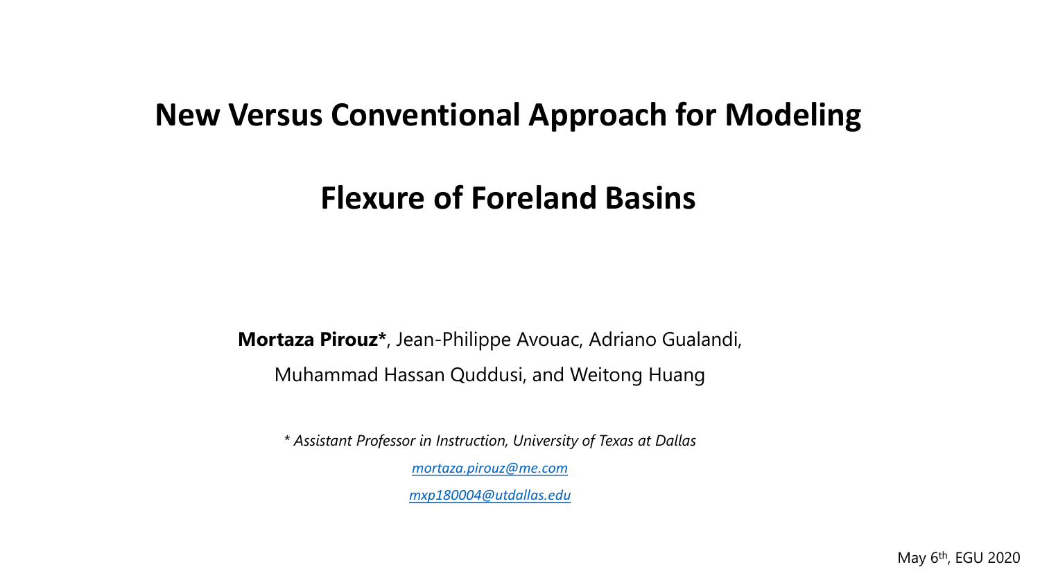# New Versus Conventional Approach for Modeling Flexure of Foreland Basins

**Mortaza Pirouz***, Jean-Philippe Avouac, Adriano Gualandi, Muhammad Hassan Quddusi, and Weitong Huang

*\* Assistant Professor in Instruction, University of Texas at Dallas*

*mortaza.pirouz@me.com*

*mxp180004@utdallas.edu*

May 6th, EGU 2020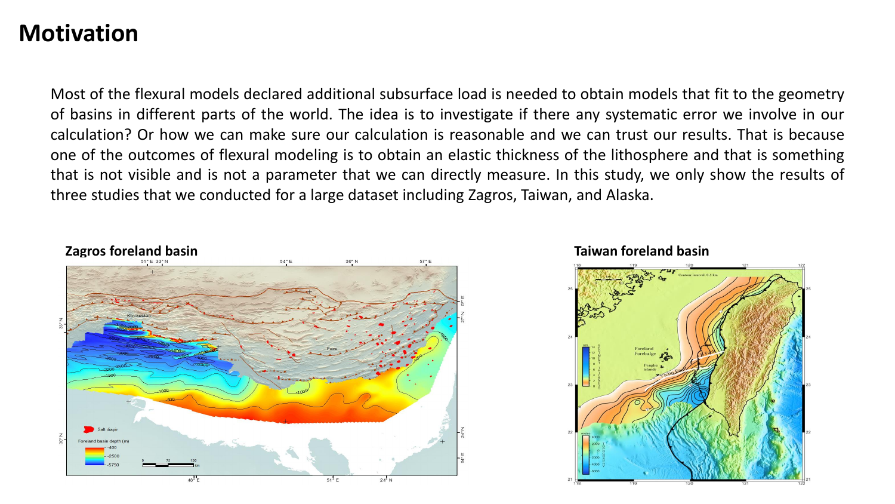# Motivation

Most of the flexural models declared additional subsurface load is needed to obtain models that fit to the geometry of basins in different parts of the world. The idea is to investigate if there any systematic error we involve in our calculation? Or how we can make sure our calculation is reasonable and we can trust our results. That is because one of the outcomes of flexural modeling is to obtain an elastic thickness of the lithosphere and that is something that is not visible and is not a parameter that we can directly measure. In this study, we only show the results of three studies that we conducted for a large dataset including Zagros, Taiwan, and Alaska.

**Zagros foreland basin**

**Taiwan foreland basin**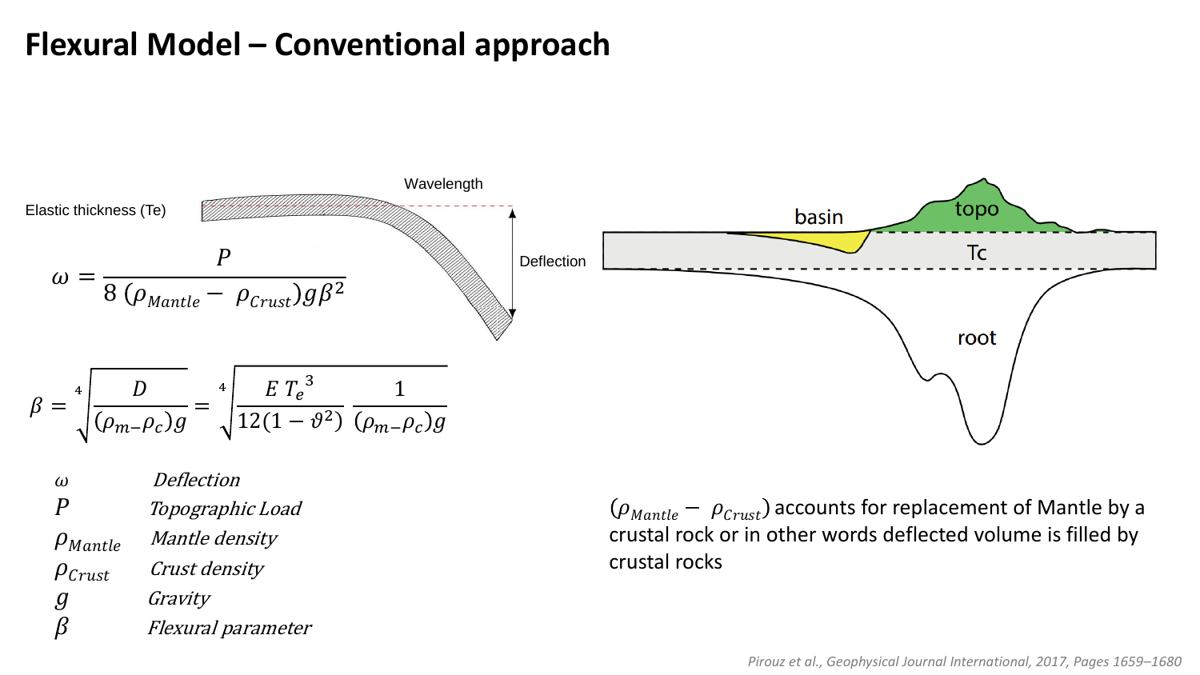# Flexural Model – Conventional approach

Elastic thickness (Te)

Wavelength

Deflection

$$\omega = \frac{P}{8\,(\rho_{Mantle} - \rho_{Crust}) g \beta^2}$$

$$\beta = \sqrt[4]{\frac{D}{(\rho_{m-}\rho_c) g}} = \sqrt[4]{\frac{E\,{T_e}^3}{12(1-\vartheta^2)}\,\frac{1}{(\rho_{m-}\rho_c) g}}$$

| | |
|---|---|
| $\omega$ | *Deflection* |
| $P$ | *Topographic Load* |
| $\rho_{Mantle}$ | *Mantle density* |
| $\rho_{Crust}$ | *Crust density* |
| $g$ | *Gravity* |
| $\beta$ | *Flexural parameter* |

basin

topo

Tc

root

$(\rho_{Mantle} - \rho_{Crust})$ accounts for replacement of Mantle by a crustal rock or in other words deflected volume is filled by crustal rocks

*Pirouz et al., Geophysical Journal International, 2017, Pages 1659–1680*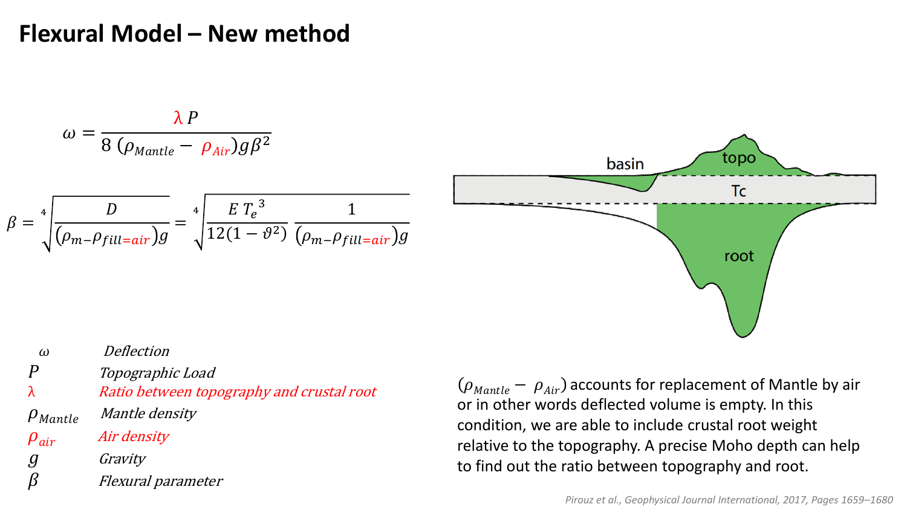# Flexural Model – New method

$$\omega = \frac{\lambda P}{8\,(\rho_{Mantle} - \rho_{Air}) g \beta^2}$$

$$\beta = \sqrt[4]{\frac{D}{(\rho_m - \rho_{fill=air}) g}} = \sqrt[4]{\frac{E\, T_e^{\,3}}{12(1-\vartheta^2)}\,\frac{1}{(\rho_m - \rho_{fill=air}) g}}$$

| | |
|---|---|
| $\omega$ | *Deflection* |
| $P$ | *Topographic Load* |
| $\lambda$ | *Ratio between topography and crustal root* |
| $\rho_{Mantle}$ | *Mantle density* |
| $\rho_{air}$ | *Air density* |
| $g$ | *Gravity* |
| $\beta$ | *Flexural parameter* |

$(\rho_{Mantle} - \rho_{Air})$ accounts for replacement of Mantle by air or in other words deflected volume is empty. In this condition, we are able to include crustal root weight relative to the topography. A precise Moho depth can help to find out the ratio between topography and root.

*Pirouz et al., Geophysical Journal International, 2017, Pages 1659–1680*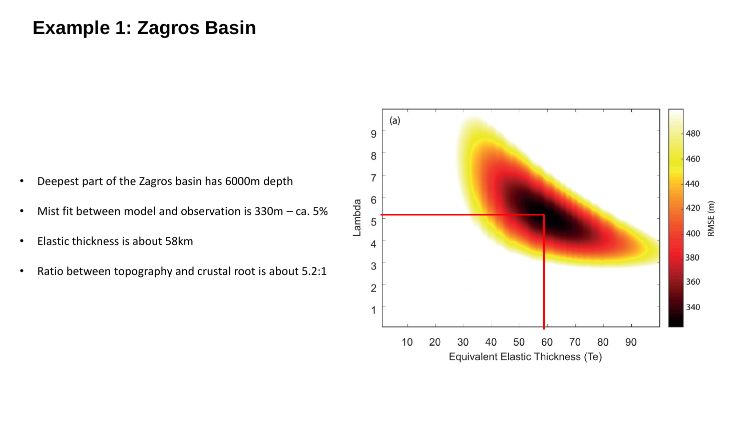# Example 1: Zagros Basin

- Deepest part of the Zagros basin has 6000m depth
- Mist fit between model and observation is 330m – ca. 5%
- Elastic thickness is about 58km
- Ratio between topography and crustal root is about 5.2:1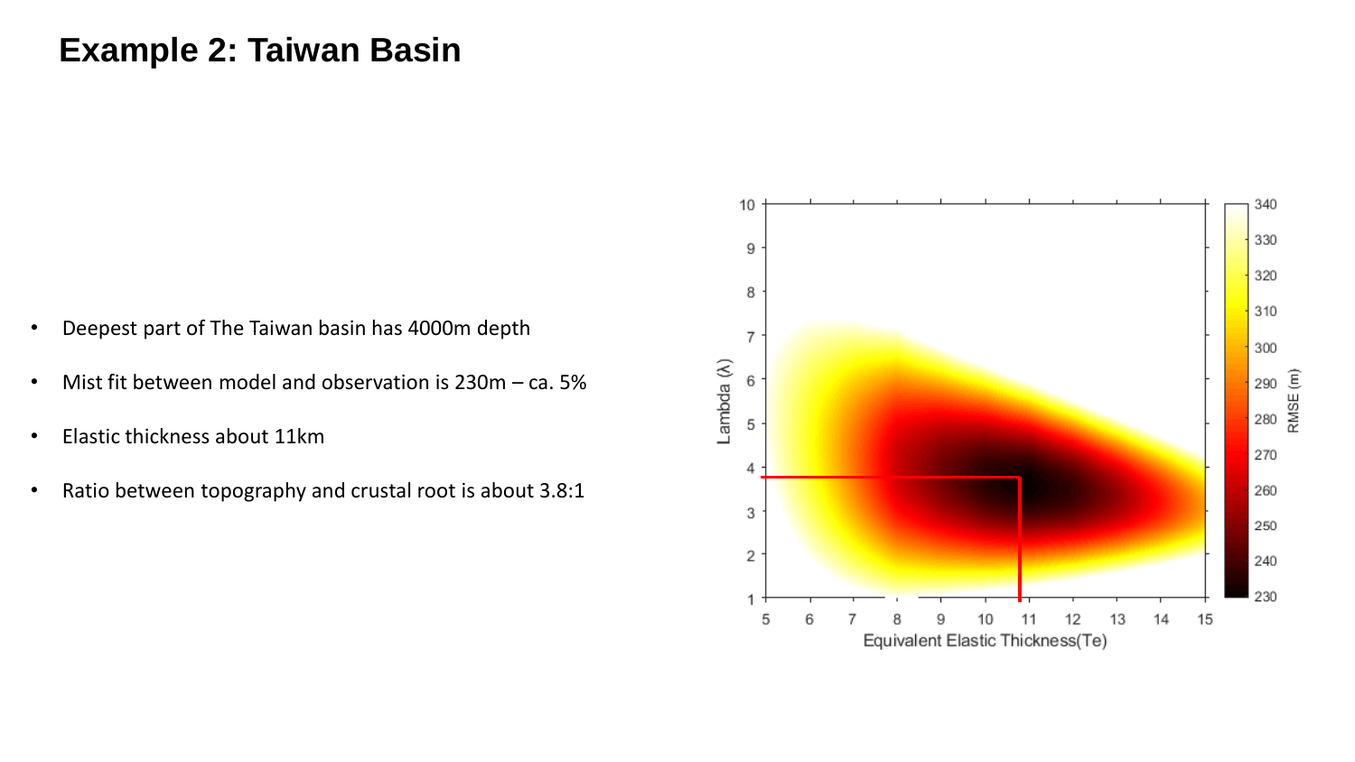# Example 2: Taiwan Basin

- Deepest part of The Taiwan basin has 4000m depth
- Mist fit between model and observation is 230m – ca. 5%
- Elastic thickness about 11km
- Ratio between topography and crustal root is about 3.8:1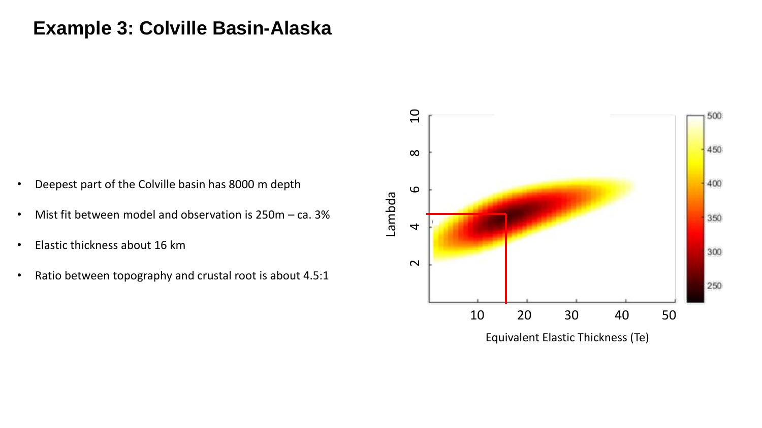# Example 3: Colville Basin-Alaska

- Deepest part of the Colville basin has 8000 m depth
- Mist fit between model and observation is 250m – ca. 3%
- Elastic thickness about 16 km
- Ratio between topography and crustal root is about 4.5:1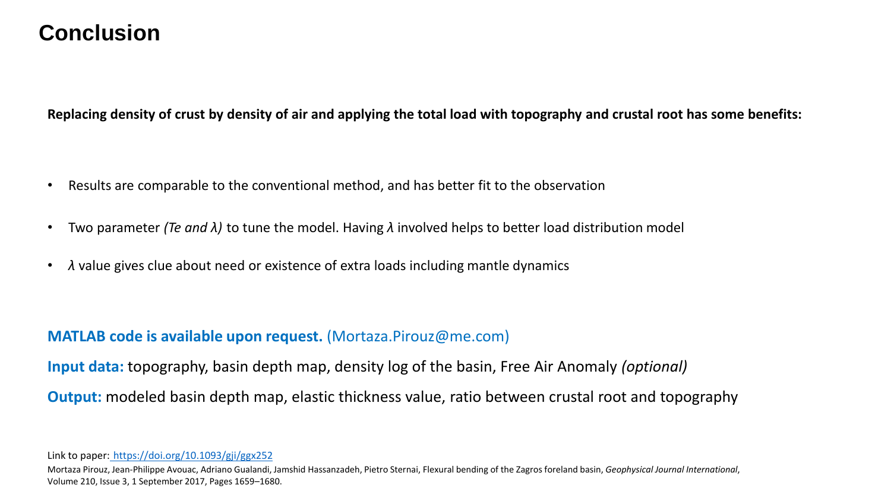# Conclusion

**Replacing density of crust by density of air and applying the total load with topography and crustal root has some benefits:**

- Results are comparable to the conventional method, and has better fit to the observation
- Two parameter *(Te and $\lambda$)* to tune the model. Having $\lambda$ involved helps to better load distribution model
- $\lambda$ value gives clue about need or existence of extra loads including mantle dynamics

**MATLAB code is available upon request.** (Mortaza.Pirouz@me.com)

**Input data:** topography, basin depth map, density log of the basin, Free Air Anomaly *(optional)*

**Output:** modeled basin depth map, elastic thickness value, ratio between crustal root and topography

Link to paper: https://doi.org/10.1093/gji/ggx252

Mortaza Pirouz, Jean-Philippe Avouac, Adriano Gualandi, Jamshid Hassanzadeh, Pietro Sternai, Flexural bending of the Zagros foreland basin, *Geophysical Journal International*, Volume 210, Issue 3, 1 September 2017, Pages 1659–1680.